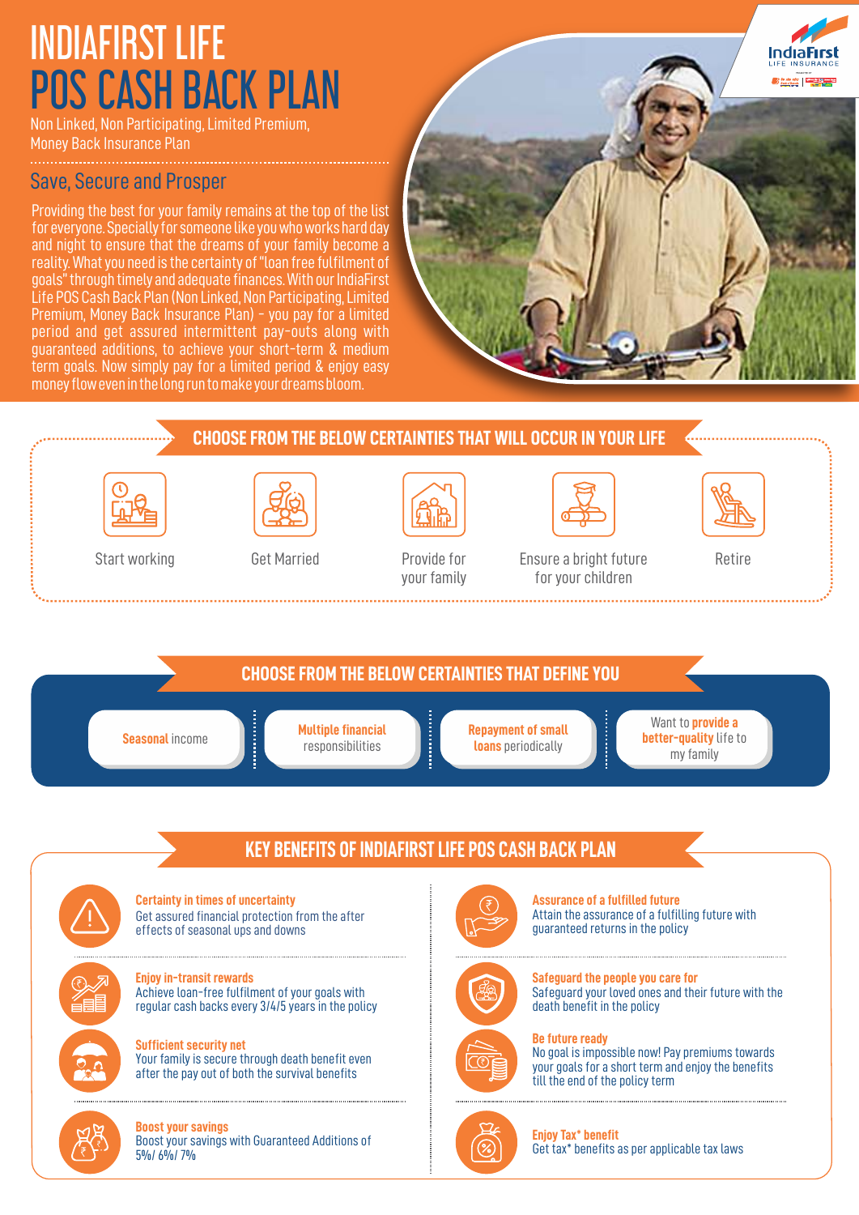# INDIAFIRST LIFE POS CASH BACK PLAN

Non Linked, Non Participating, Limited Premium, Money Back Insurance Plan

## Save, Secure and Prosper

Providing the best for your family remains at the top of the list for everyone. Specially for someone like you who works hard day and night to ensure that the dreams of your family become a reality. What you need is the certainty of "loan free fulfilment of goals" through timely and adequate finances. With our IndiaFirst Life POS Cash Back Plan (Non Linked, Non Participating, Limited Premium, Money Back Insurance Plan) - you pay for a limited period and get assured intermittent pay-outs along with guaranteed additions, to achieve your short-term & medium term goals. Now simply pay for a limited period & enjoy easy money flow even in the long run to make your dreams bloom.

## CHOOSE FROM THE BELOW CERTAINTIES THAT WILL OCCUR IN YOUR LIFE

- Start working
- Get Married
- Provide for your family
- Ensure a bright future for your children
- Retire

## CHOOSE FROM THE BELOW CERTAINTIES THAT DEFINE YOU

- **Seasonal** income
- **Multiple financial** responsibilities
- **Repayment of small loans** periodically
- Want to **provide a better-quality** life to my family

## KEY BENEFITS OF INDIAFIRST LIFE POS CASH BACK PLAN

**Certainty in times of uncertainty**
Get assured financial protection from the after effects of seasonal ups and downs

**Enjoy in-transit rewards**
Achieve loan-free fulfilment of your goals with regular cash backs every 3/4/5 years in the policy

**Sufficient security net**
Your family is secure through death benefit even after the pay out of both the survival benefits

**Boost your savings**
Boost your savings with Guaranteed Additions of 5%/ 6%/ 7%

**Assurance of a fulfilled future**
Attain the assurance of a fulfilling future with guaranteed returns in the policy

**Safeguard the people you care for**
Safeguard your loved ones and their future with the death benefit in the policy

**Be future ready**
No goal is impossible now! Pay premiums towards your goals for a short term and enjoy the benefits till the end of the policy term

**Enjoy Tax\* benefit**
Get tax\* benefits as per applicable tax laws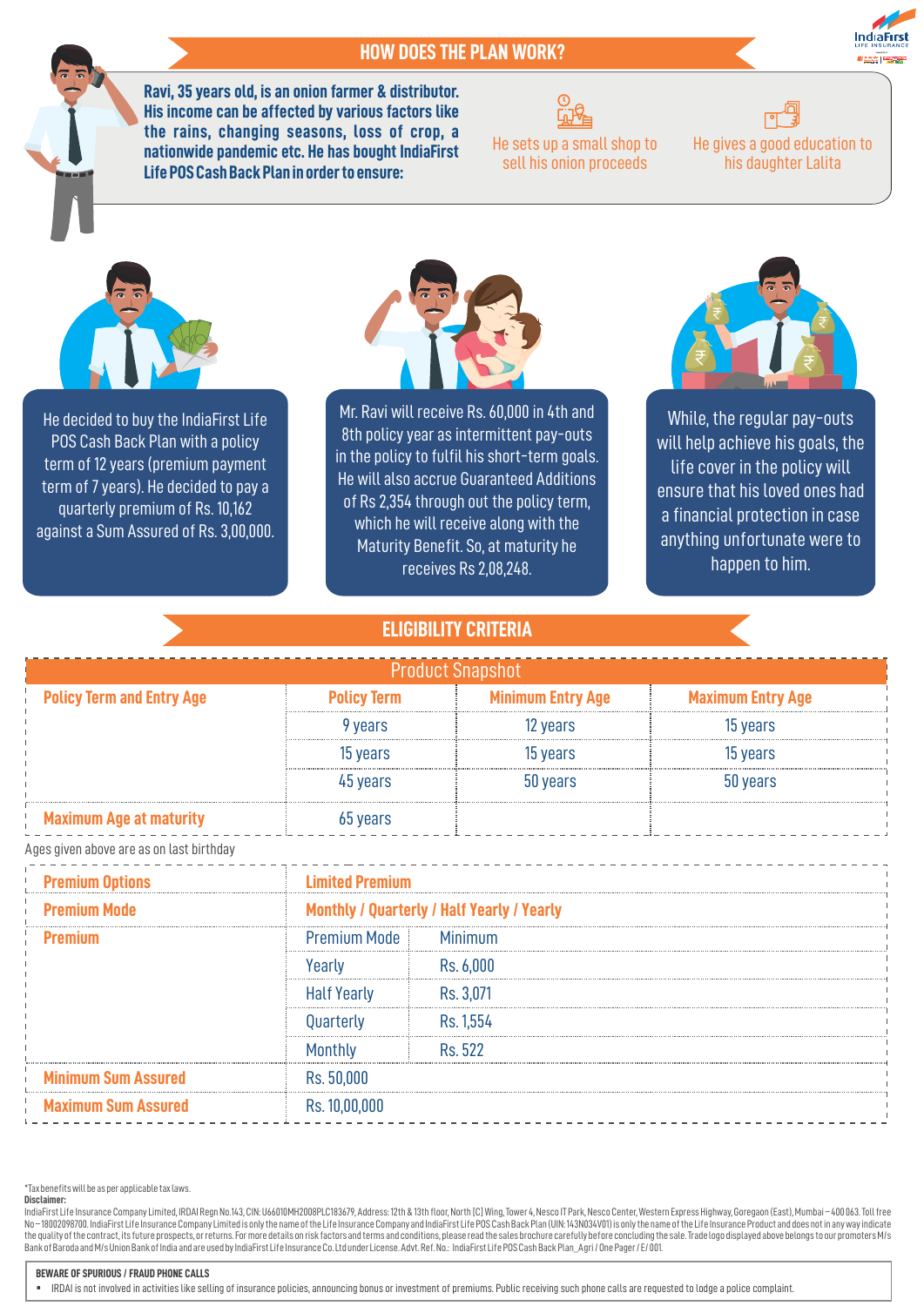## HOW DOES THE PLAN WORK?

**Ravi, 35 years old, is an onion farmer & distributor. His income can be affected by various factors like the rains, changing seasons, loss of crop, a nationwide pandemic etc. He has bought IndiaFirst Life POS Cash Back Plan in order to ensure:**

He sets up a small shop to sell his onion proceeds

He gives a good education to his daughter Lalita

He decided to buy the IndiaFirst Life POS Cash Back Plan with a policy term of 12 years (premium payment term of 7 years). He decided to pay a quarterly premium of Rs. 10,162 against a Sum Assured of Rs. 3,00,000.

Mr. Ravi will receive Rs. 60,000 in 4th and 8th policy year as intermittent pay-outs in the policy to fulfil his short-term goals. He will also accrue Guaranteed Additions of Rs 2,354 through out the policy term, which he will receive along with the Maturity Benefit. So, at maturity he receives Rs 2,08,248.

While, the regular pay-outs will help achieve his goals, the life cover in the policy will ensure that his loved ones had a financial protection in case anything unfortunate were to happen to him.

## ELIGIBILITY CRITERIA

**Product Snapshot**

| | | | |
|---|---|---|---|
| **Policy Term and Entry Age** | **Policy Term** | **Minimum Entry Age** | **Maximum Entry Age** |
| | 9 years | 12 years | 15 years |
| | 15 years | 15 years | 15 years |
| | 45 years | 50 years | 50 years |
| **Maximum Age at maturity** | 65 years | | |

Ages given above are as on last birthday

| | | |
|---|---|---|
| **Premium Options** | **Limited Premium** | |
| **Premium Mode** | **Monthly / Quarterly / Half Yearly / Yearly** | |
| **Premium** | Premium Mode | Minimum |
| | Yearly | Rs. 6,000 |
| | Half Yearly | Rs. 3,071 |
| | Quarterly | Rs. 1,554 |
| | Monthly | Rs. 522 |
| **Minimum Sum Assured** | Rs. 50,000 | |
| **Maximum Sum Assured** | Rs. 10,00,000 | |

*Tax benefits will be as per applicable tax laws.

**Disclaimer:**
IndiaFirst Life Insurance Company Limited, IRDAI Regn No.143, CIN: U66010MH2008PLC183679, Address: 12th & 13th floor, North [C] Wing, Tower 4, Nesco IT Park, Nesco Center, Western Express Highway, Goregaon (East), Mumbai – 400 063. Toll free No – 18002098700. IndiaFirst Life Insurance Company Limited is only the name of the Life Insurance Company and IndiaFirst Life POS Cash Back Plan (UIN: 143N034V01) is only the name of the Life Insurance Product and does not in any way indicate the quality of the contract, its future prospects, or returns. For more details on risk factors and terms and conditions, please read the sales brochure carefully before concluding the sale. Trade logo displayed above belongs to our promoters M/s Bank of Baroda and M/s Union Bank of India and are used by IndiaFirst Life Insurance Co. Ltd under License. Advt. Ref. No.: IndiaFirst Life POS Cash Back Plan_Agri / One Pager / E/ 001.

**BEWARE OF SPURIOUS / FRAUD PHONE CALLS**
- IRDAI is not involved in activities like selling of insurance policies, announcing bonus or investment of premiums. Public receiving such phone calls are requested to lodge a police complaint.